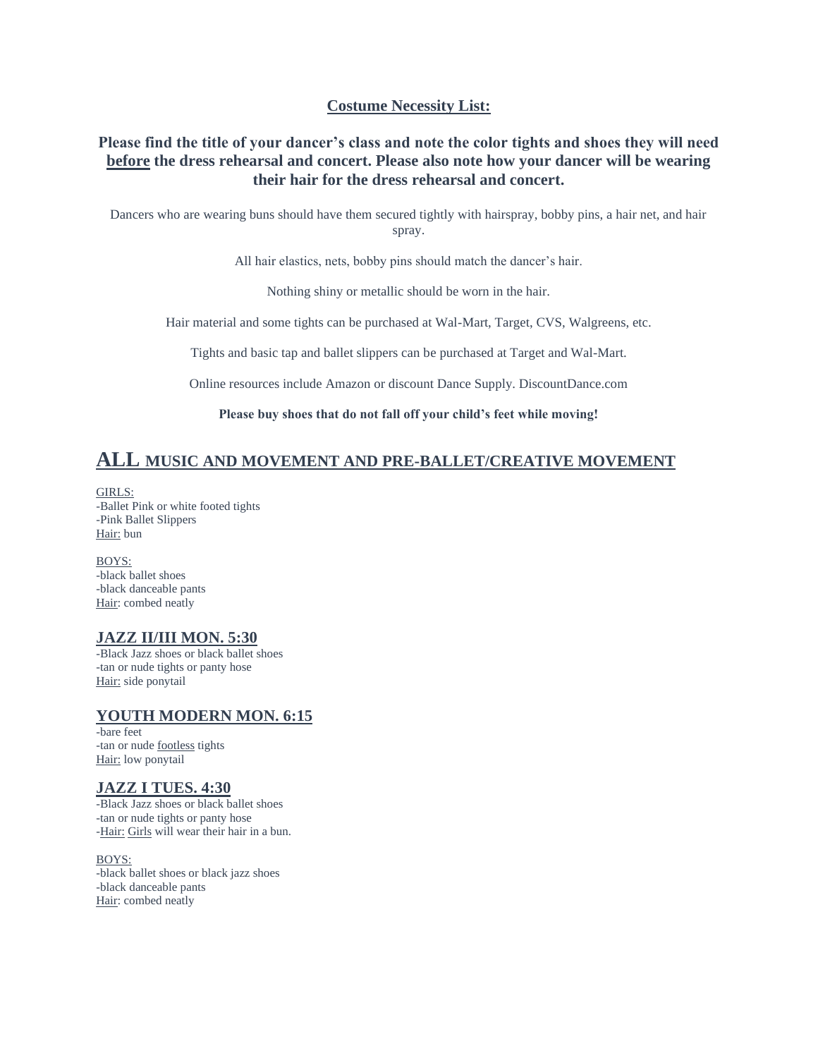## **Costume Necessity List:**

### Please find the title of your dancer's class and note the color tights and shoes they will need before the dress rehearsal and concert. Please also note how your dancer will be wearing their hair for the dress rehearsal and concert.

Dancers who are wearing buns should have them secured tightly with hairspray, bobby pins, a hair net, and hair spray.

All hair elastics, nets, bobby pins should match the dancer's hair.

Nothing shiny or metallic should be worn in the hair.

Hair material and some tights can be purchased at Wal-Mart, Target, CVS, Walgreens, etc.

Tights and basic tap and ballet slippers can be purchased at Target and Wal-Mart.

Online resources include Amazon or discount Dance Supply. DiscountDance.com

**Please buy shoes that do not fall off your child's feet while moving!**

## ALL MUSIC AND MOVEMENT AND PRE-BALLET/CREATIVE MOVEMENT

GIRLS:
-Ballet Pink or white footed tights
-Pink Ballet Slippers
Hair: bun

BOYS:
-black ballet shoes
-black danceable pants
Hair: combed neatly

### JAZZ II/III MON. 5:30

-Black Jazz shoes or black ballet shoes
-tan or nude tights or panty hose
Hair: side ponytail

### YOUTH MODERN MON. 6:15

-bare feet
-tan or nude footless tights
Hair: low ponytail

### JAZZ I TUES. 4:30

-Black Jazz shoes or black ballet shoes
-tan or nude tights or panty hose
-Hair: Girls will wear their hair in a bun.

BOYS:
-black ballet shoes or black jazz shoes
-black danceable pants
Hair: combed neatly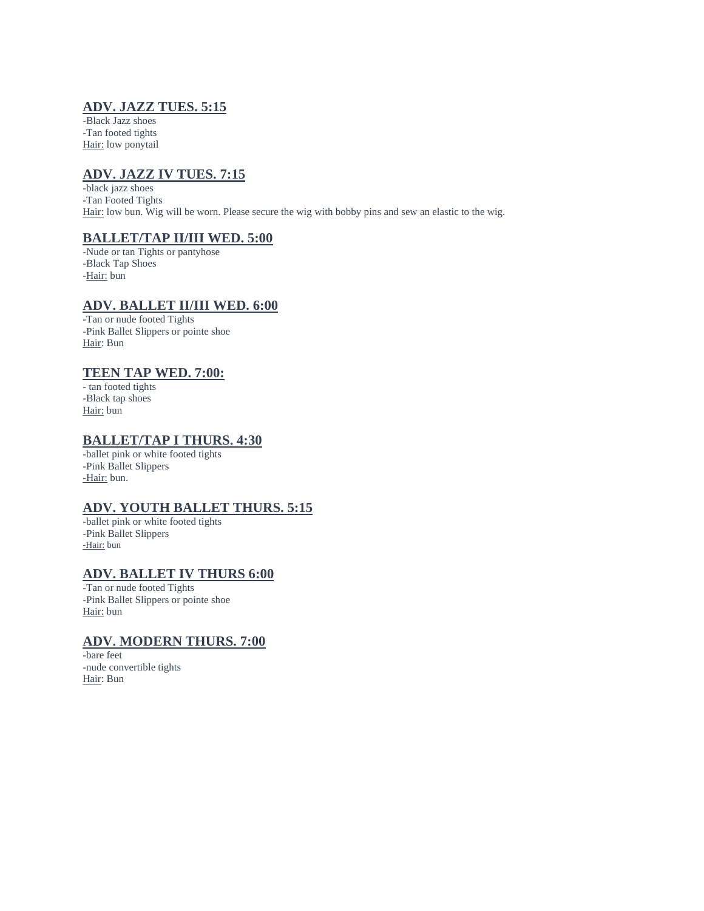## ADV. JAZZ TUES. 5:15

-Black Jazz shoes
-Tan footed tights
Hair: low ponytail

## ADV. JAZZ IV TUES. 7:15

-black jazz shoes
-Tan Footed Tights
Hair: low bun. Wig will be worn. Please secure the wig with bobby pins and sew an elastic to the wig.

## BALLET/TAP II/III WED. 5:00

-Nude or tan Tights or pantyhose
-Black Tap Shoes
-Hair: bun

## ADV. BALLET II/III WED. 6:00

-Tan or nude footed Tights
-Pink Ballet Slippers or pointe shoe
Hair: Bun

## TEEN TAP WED. 7:00:

- tan footed tights
-Black tap shoes
Hair: bun

## BALLET/TAP I THURS. 4:30

-ballet pink or white footed tights
-Pink Ballet Slippers
-Hair: bun.

## ADV. YOUTH BALLET THURS. 5:15

-ballet pink or white footed tights
-Pink Ballet Slippers
-Hair: bun

## ADV. BALLET IV THURS 6:00

-Tan or nude footed Tights
-Pink Ballet Slippers or pointe shoe
Hair: bun

## ADV. MODERN THURS. 7:00

-bare feet
-nude convertible tights
Hair: Bun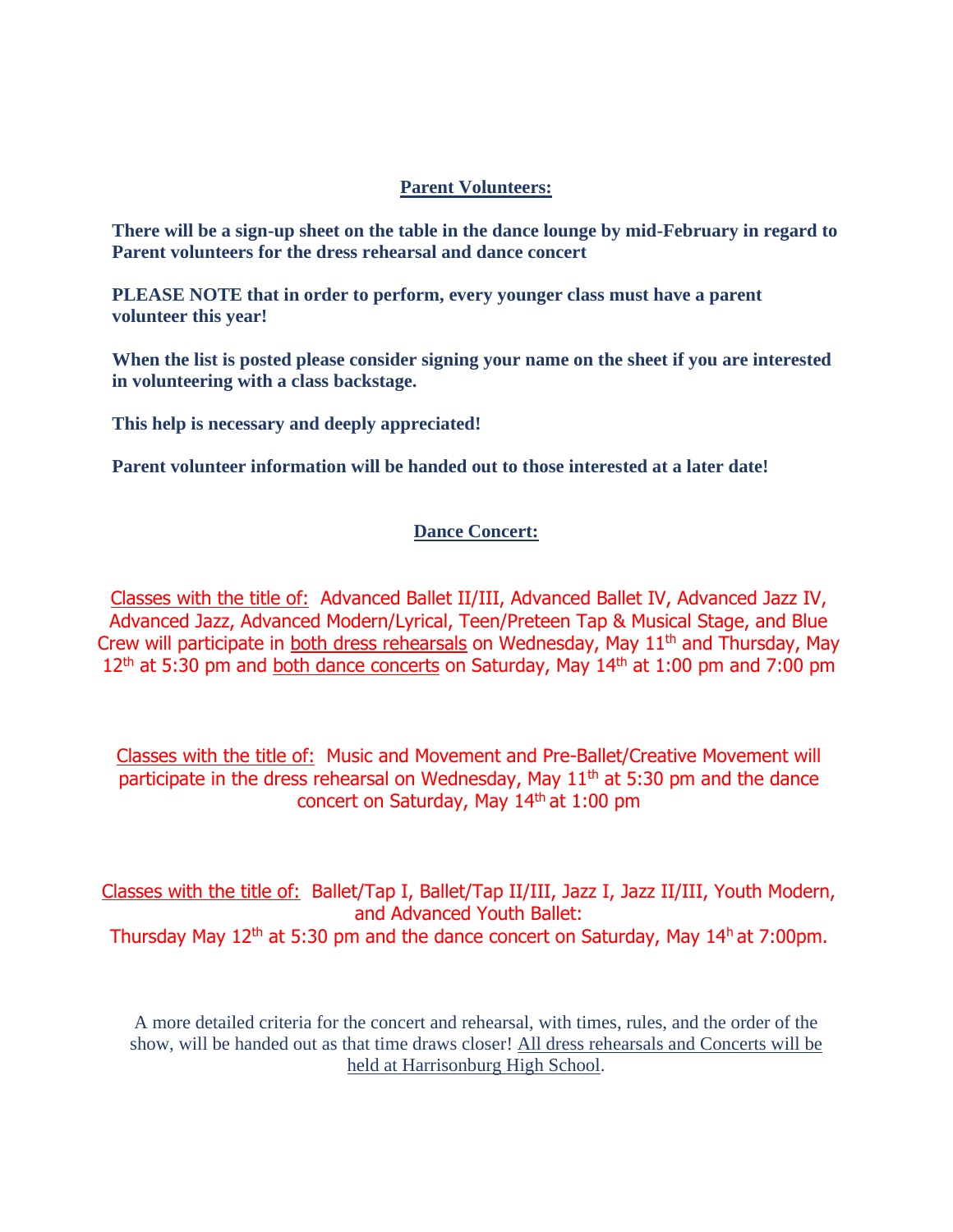## Parent Volunteers:

**There will be a sign-up sheet on the table in the dance lounge by mid-February in regard to Parent volunteers for the dress rehearsal and dance concert**

**PLEASE NOTE that in order to perform, every younger class must have a parent volunteer this year!**

**When the list is posted please consider signing your name on the sheet if you are interested in volunteering with a class backstage.**

**This help is necessary and deeply appreciated!**

**Parent volunteer information will be handed out to those interested at a later date!**

## Dance Concert:

Classes with the title of: Advanced Ballet II/III, Advanced Ballet IV, Advanced Jazz IV, Advanced Jazz, Advanced Modern/Lyrical, Teen/Preteen Tap & Musical Stage, and Blue Crew will participate in both dress rehearsals on Wednesday, May 11th and Thursday, May 12th at 5:30 pm and both dance concerts on Saturday, May 14th at 1:00 pm and 7:00 pm

Classes with the title of: Music and Movement and Pre-Ballet/Creative Movement will participate in the dress rehearsal on Wednesday, May 11th at 5:30 pm and the dance concert on Saturday, May 14th at 1:00 pm

Classes with the title of: Ballet/Tap I, Ballet/Tap II/III, Jazz I, Jazz II/III, Youth Modern, and Advanced Youth Ballet:
Thursday May 12th at 5:30 pm and the dance concert on Saturday, May 14h at 7:00pm.

A more detailed criteria for the concert and rehearsal, with times, rules, and the order of the show, will be handed out as that time draws closer! All dress rehearsals and Concerts will be held at Harrisonburg High School.